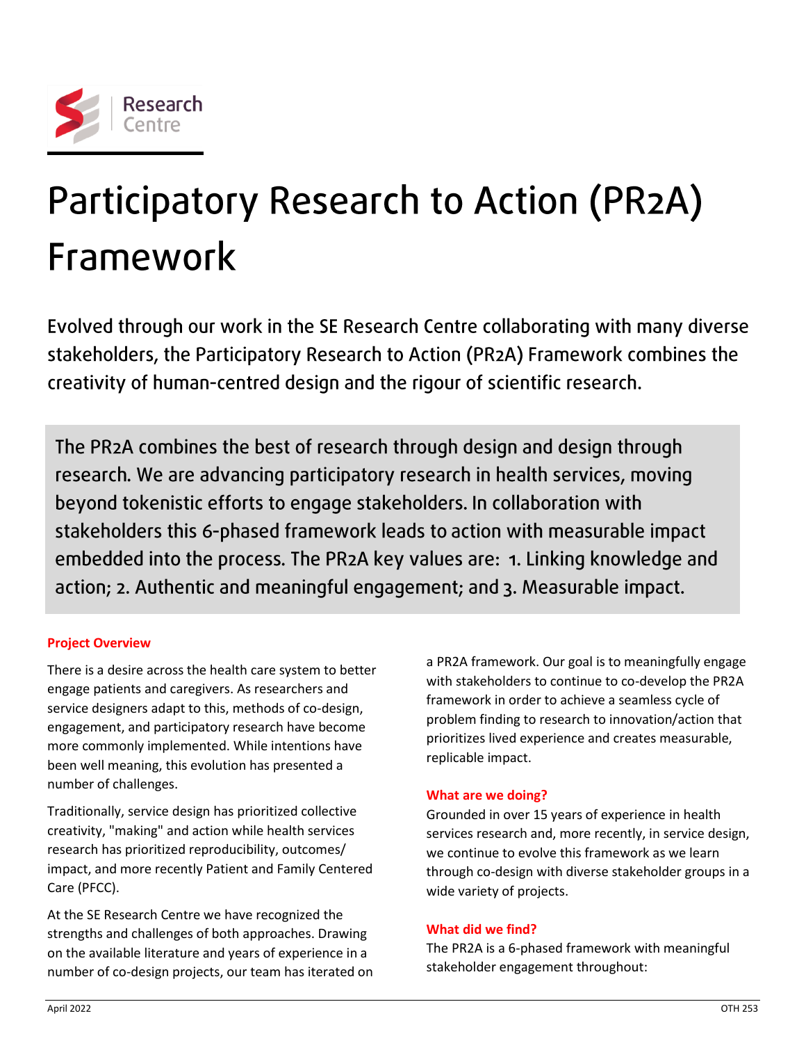Research Centre

# Participatory Research to Action (PR2A) Framework

Evolved through our work in the SE Research Centre collaborating with many diverse stakeholders, the Participatory Research to Action (PR2A) Framework combines the creativity of human-centred design and the rigour of scientific research.

> The PR2A combines the best of research through design and design through research. We are advancing participatory research in health services, moving beyond tokenistic efforts to engage stakeholders. In collaboration with stakeholders this 6-phased framework leads to action with measurable impact embedded into the process. The PR2A key values are: 1. Linking knowledge and action; 2. Authentic and meaningful engagement; and 3. Measurable impact.

**Project Overview**

There is a desire across the health care system to better engage patients and caregivers. As researchers and service designers adapt to this, methods of co-design, engagement, and participatory research have become more commonly implemented. While intentions have been well meaning, this evolution has presented a number of challenges.

Traditionally, service design has prioritized collective creativity, "making" and action while health services research has prioritized reproducibility, outcomes/impact, and more recently Patient and Family Centered Care (PFCC).

At the SE Research Centre we have recognized the strengths and challenges of both approaches. Drawing on the available literature and years of experience in a number of co-design projects, our team has iterated on a PR2A framework. Our goal is to meaningfully engage with stakeholders to continue to co-develop the PR2A framework in order to achieve a seamless cycle of problem finding to research to innovation/action that prioritizes lived experience and creates measurable, replicable impact.

**What are we doing?**

Grounded in over 15 years of experience in health services research and, more recently, in service design, we continue to evolve this framework as we learn through co-design with diverse stakeholder groups in a wide variety of projects.

**What did we find?**

The PR2A is a 6-phased framework with meaningful stakeholder engagement throughout:

April 2022 OTH 253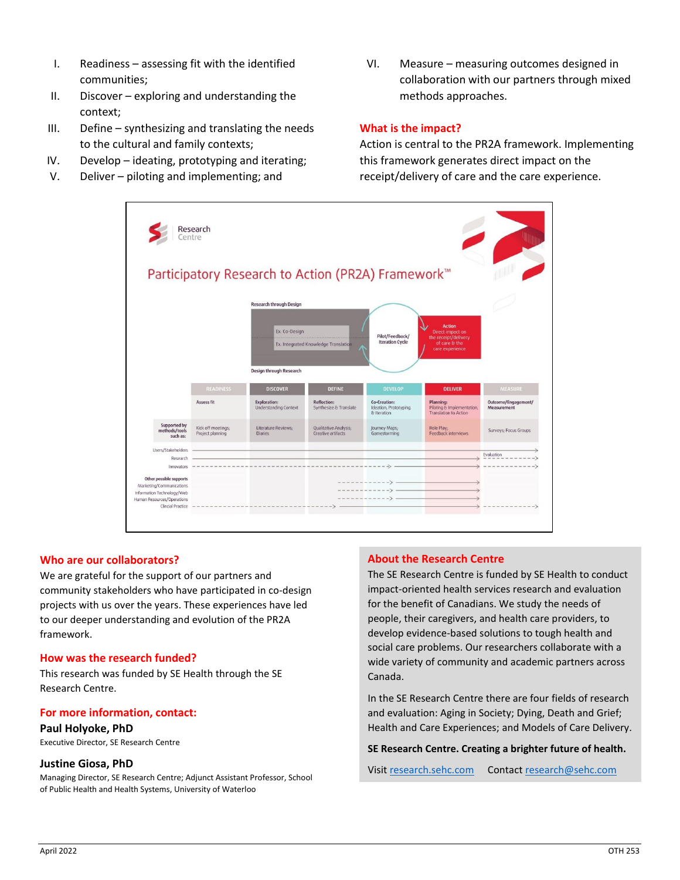I. Readiness – assessing fit with the identified communities;
II. Discover – exploring and understanding the context;
III. Define – synthesizing and translating the needs to the cultural and family contexts;
IV. Develop – ideating, prototyping and iterating;
V. Deliver – piloting and implementing; and
VI. Measure – measuring outcomes designed in collaboration with our partners through mixed methods approaches.

## What is the impact?

Action is central to the PR2A framework. Implementing this framework generates direct impact on the receipt/delivery of care and the care experience.

Research Centre

Participatory Research to Action (PR2A) Framework™

Research through Design

Ex. Co-Design

Ex. Integrated Knowledge Translation

Design through Research

Pilot/Feedback/ Iteration Cycle

Action Direct impact on the receipt/delivery of care & the care experience

READINESS
Assess fit

DISCOVER
Exploration: Understanding Context

DEFINE
Reflection: Synthesize & Translate

DEVELOP
Co-Creation: Ideation, Prototyping & Iteration

DELIVER
Planning: Piloting & Implementation, Translation to Action

MEASURE
Outcome/Engagement/ Measurement

Supported by methods/tools such as:
Kick off meetings; Project planning
Literature Reviews; Diaries
Qualitative Analysis; Creative artifacts
Journey Maps; Gamestorming
Role Play; Feedback interviews
Surveys; Focus Groups

Users/Stakeholders
Research
Innovators
Evaluation

Other possible supports
Marketing/Communications
Information Technology/Web
Human Resources/Operations
Clinical Practice

## Who are our collaborators?

We are grateful for the support of our partners and community stakeholders who have participated in co-design projects with us over the years. These experiences have led to our deeper understanding and evolution of the PR2A framework.

## How was the research funded?

This research was funded by SE Health through the SE Research Centre.

## For more information, contact:

**Paul Holyoke, PhD**
Executive Director, SE Research Centre

**Justine Giosa, PhD**
Managing Director, SE Research Centre; Adjunct Assistant Professor, School of Public Health and Health Systems, University of Waterloo

## About the Research Centre

The SE Research Centre is funded by SE Health to conduct impact-oriented health services research and evaluation for the benefit of Canadians. We study the needs of people, their caregivers, and health care providers, to develop evidence-based solutions to tough health and social care problems. Our researchers collaborate with a wide variety of community and academic partners across Canada.

In the SE Research Centre there are four fields of research and evaluation: Aging in Society; Dying, Death and Grief; Health and Care Experiences; and Models of Care Delivery.

**SE Research Centre. Creating a brighter future of health.**

Visit research.sehc.com Contact research@sehc.com

April 2022 OTH 253